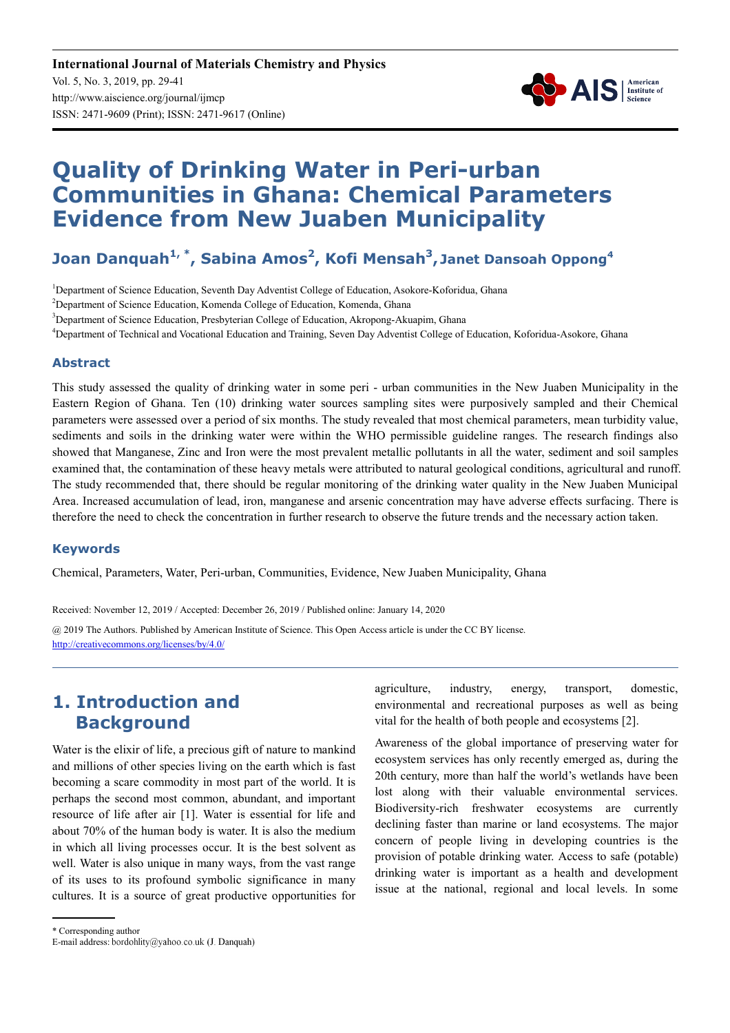# Quality of Drinking Water in Peri-urban Communities in Ghana: Chemical Parameters Evidence from New Juaben Municipality

**Joan Danquah[1, *], Sabina Amos[2], Kofi Mensah[3], Janet Dansoah Oppong[4]**

[1]Department of Science Education, Seventh Day Adventist College of Education, Asokore-Koforidua, Ghana

[2]Department of Science Education, Komenda College of Education, Komenda, Ghana

[3]Department of Science Education, Presbyterian College of Education, Akropong-Akuapim, Ghana

[4]Department of Technical and Vocational Education and Training, Seven Day Adventist College of Education, Koforidua-Asokore, Ghana

## Abstract

This study assessed the quality of drinking water in some peri - urban communities in the New Juaben Municipality in the Eastern Region of Ghana. Ten (10) drinking water sources sampling sites were purposively sampled and their Chemical parameters were assessed over a period of six months. The study revealed that most chemical parameters, mean turbidity value, sediments and soils in the drinking water were within the WHO permissible guideline ranges. The research findings also showed that Manganese, Zinc and Iron were the most prevalent metallic pollutants in all the water, sediment and soil samples examined that, the contamination of these heavy metals were attributed to natural geological conditions, agricultural and runoff. The study recommended that, there should be regular monitoring of the drinking water quality in the New Juaben Municipal Area. Increased accumulation of lead, iron, manganese and arsenic concentration may have adverse effects surfacing. There is therefore the need to check the concentration in further research to observe the future trends and the necessary action taken.

## Keywords

Chemical, Parameters, Water, Peri-urban, Communities, Evidence, New Juaben Municipality, Ghana

Received: November 12, 2019 / Accepted: December 26, 2019 / Published online: January 14, 2020

@ 2019 The Authors. Published by American Institute of Science. This Open Access article is under the CC BY license.
http://creativecommons.org/licenses/by/4.0/

## 1. Introduction and Background

Water is the elixir of life, a precious gift of nature to mankind and millions of other species living on the earth which is fast becoming a scare commodity in most part of the world. It is perhaps the second most common, abundant, and important resource of life after air [1]. Water is essential for life and about 70% of the human body is water. It is also the medium in which all living processes occur. It is the best solvent as well. Water is also unique in many ways, from the vast range of its uses to its profound symbolic significance in many cultures. It is a source of great productive opportunities for agriculture, industry, energy, transport, domestic, environmental and recreational purposes as well as being vital for the health of both people and ecosystems [2].

Awareness of the global importance of preserving water for ecosystem services has only recently emerged as, during the 20th century, more than half the world's wetlands have been lost along with their valuable environmental services. Biodiversity-rich freshwater ecosystems are currently declining faster than marine or land ecosystems. The major concern of people living in developing countries is the provision of potable drinking water. Access to safe (potable) drinking water is important as a health and development issue at the national, regional and local levels. In some

\* Corresponding author
E-mail address: bordohlity@yahoo.co.uk (J. Danquah)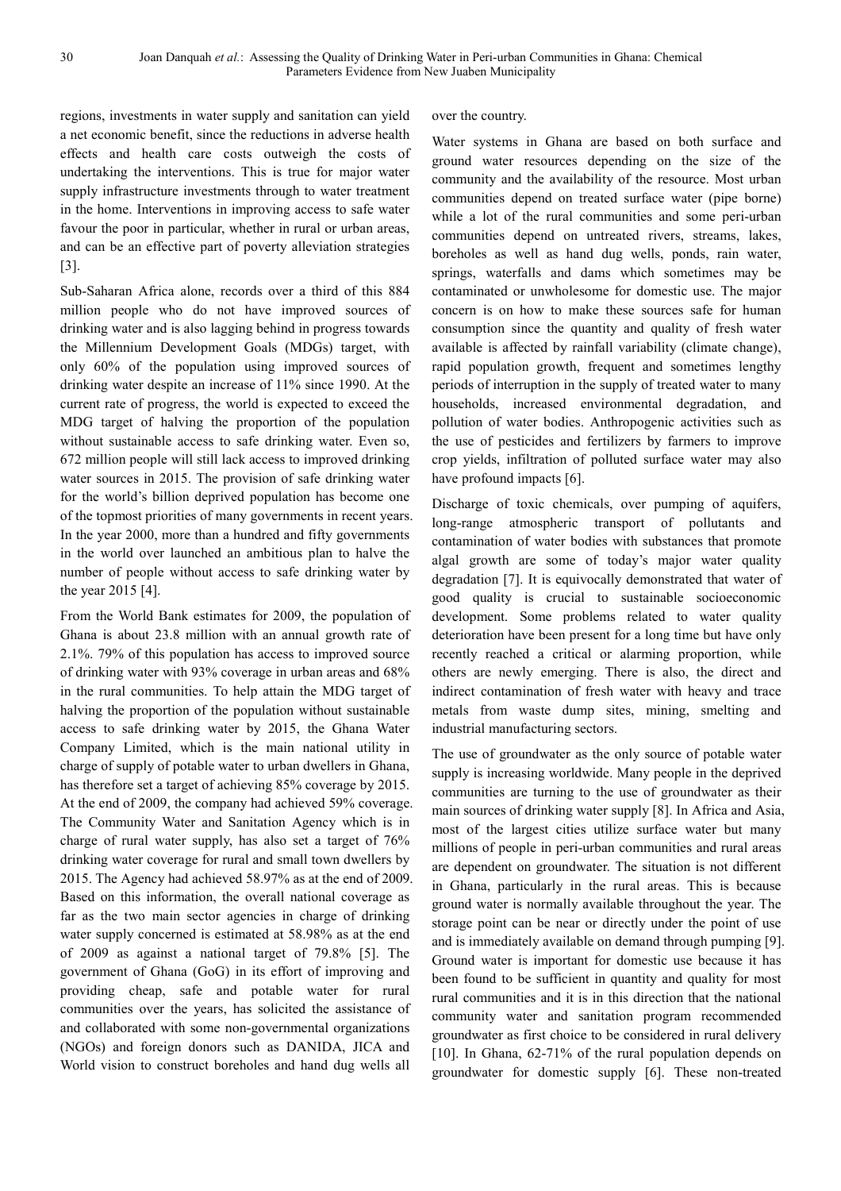regions, investments in water supply and sanitation can yield a net economic benefit, since the reductions in adverse health effects and health care costs outweigh the costs of undertaking the interventions. This is true for major water supply infrastructure investments through to water treatment in the home. Interventions in improving access to safe water favour the poor in particular, whether in rural or urban areas, and can be an effective part of poverty alleviation strategies [3].

Sub-Saharan Africa alone, records over a third of this 884 million people who do not have improved sources of drinking water and is also lagging behind in progress towards the Millennium Development Goals (MDGs) target, with only 60% of the population using improved sources of drinking water despite an increase of 11% since 1990. At the current rate of progress, the world is expected to exceed the MDG target of halving the proportion of the population without sustainable access to safe drinking water. Even so, 672 million people will still lack access to improved drinking water sources in 2015. The provision of safe drinking water for the world's billion deprived population has become one of the topmost priorities of many governments in recent years. In the year 2000, more than a hundred and fifty governments in the world over launched an ambitious plan to halve the number of people without access to safe drinking water by the year 2015 [4].

From the World Bank estimates for 2009, the population of Ghana is about 23.8 million with an annual growth rate of 2.1%. 79% of this population has access to improved source of drinking water with 93% coverage in urban areas and 68% in the rural communities. To help attain the MDG target of halving the proportion of the population without sustainable access to safe drinking water by 2015, the Ghana Water Company Limited, which is the main national utility in charge of supply of potable water to urban dwellers in Ghana, has therefore set a target of achieving 85% coverage by 2015. At the end of 2009, the company had achieved 59% coverage. The Community Water and Sanitation Agency which is in charge of rural water supply, has also set a target of 76% drinking water coverage for rural and small town dwellers by 2015. The Agency had achieved 58.97% as at the end of 2009. Based on this information, the overall national coverage as far as the two main sector agencies in charge of drinking water supply concerned is estimated at 58.98% as at the end of 2009 as against a national target of 79.8% [5]. The government of Ghana (GoG) in its effort of improving and providing cheap, safe and potable water for rural communities over the years, has solicited the assistance of and collaborated with some non-governmental organizations (NGOs) and foreign donors such as DANIDA, JICA and World vision to construct boreholes and hand dug wells all over the country.

Water systems in Ghana are based on both surface and ground water resources depending on the size of the community and the availability of the resource. Most urban communities depend on treated surface water (pipe borne) while a lot of the rural communities and some peri-urban communities depend on untreated rivers, streams, lakes, boreholes as well as hand dug wells, ponds, rain water, springs, waterfalls and dams which sometimes may be contaminated or unwholesome for domestic use. The major concern is on how to make these sources safe for human consumption since the quantity and quality of fresh water available is affected by rainfall variability (climate change), rapid population growth, frequent and sometimes lengthy periods of interruption in the supply of treated water to many households, increased environmental degradation, and pollution of water bodies. Anthropogenic activities such as the use of pesticides and fertilizers by farmers to improve crop yields, infiltration of polluted surface water may also have profound impacts [6].

Discharge of toxic chemicals, over pumping of aquifers, long-range atmospheric transport of pollutants and contamination of water bodies with substances that promote algal growth are some of today's major water quality degradation [7]. It is equivocally demonstrated that water of good quality is crucial to sustainable socioeconomic development. Some problems related to water quality deterioration have been present for a long time but have only recently reached a critical or alarming proportion, while others are newly emerging. There is also, the direct and indirect contamination of fresh water with heavy and trace metals from waste dump sites, mining, smelting and industrial manufacturing sectors.

The use of groundwater as the only source of potable water supply is increasing worldwide. Many people in the deprived communities are turning to the use of groundwater as their main sources of drinking water supply [8]. In Africa and Asia, most of the largest cities utilize surface water but many millions of people in peri-urban communities and rural areas are dependent on groundwater. The situation is not different in Ghana, particularly in the rural areas. This is because ground water is normally available throughout the year. The storage point can be near or directly under the point of use and is immediately available on demand through pumping [9]. Ground water is important for domestic use because it has been found to be sufficient in quantity and quality for most rural communities and it is in this direction that the national community water and sanitation program recommended groundwater as first choice to be considered in rural delivery [10]. In Ghana, 62-71% of the rural population depends on groundwater for domestic supply [6]. These non-treated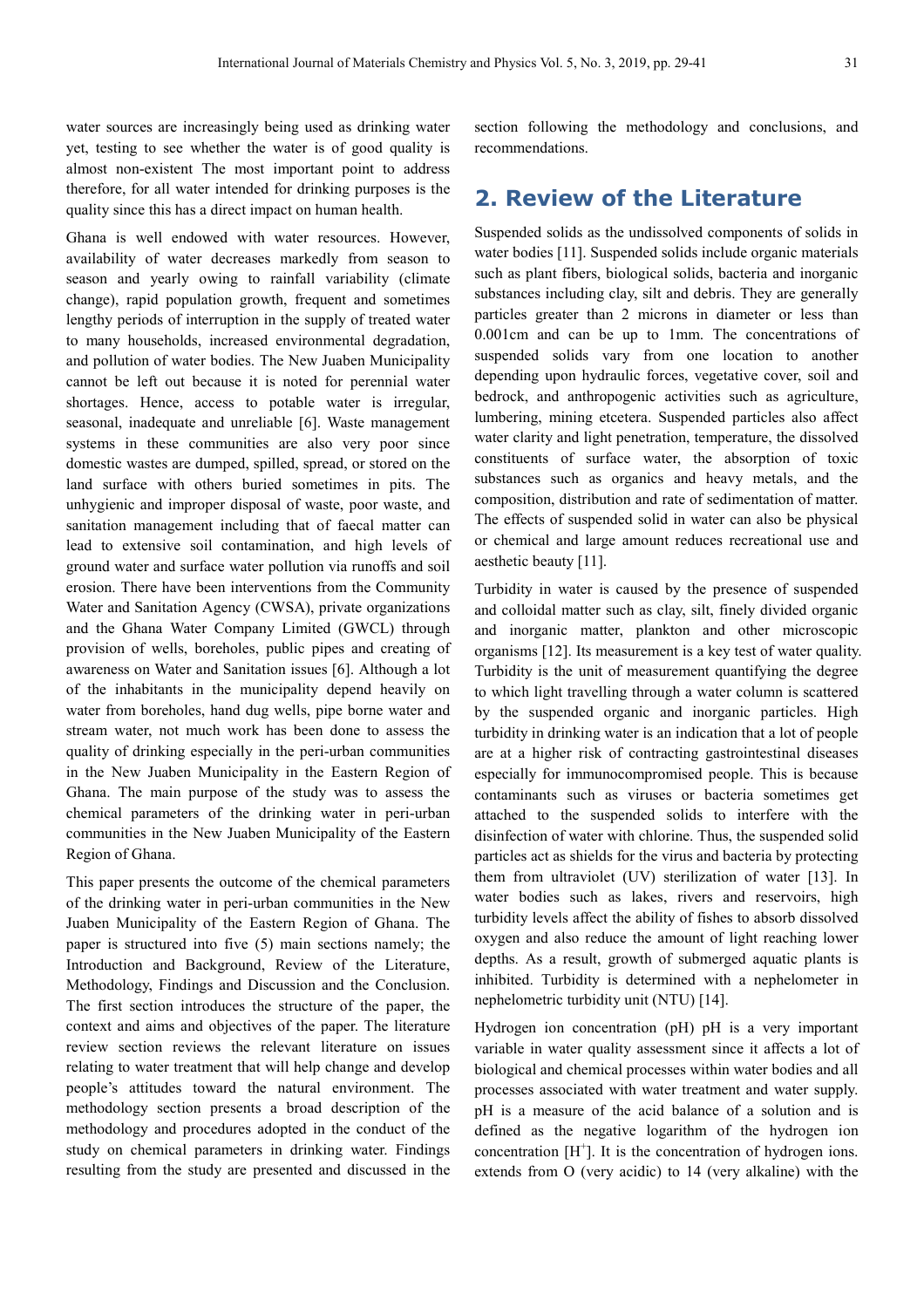water sources are increasingly being used as drinking water yet, testing to see whether the water is of good quality is almost non-existent The most important point to address therefore, for all water intended for drinking purposes is the quality since this has a direct impact on human health.

Ghana is well endowed with water resources. However, availability of water decreases markedly from season to season and yearly owing to rainfall variability (climate change), rapid population growth, frequent and sometimes lengthy periods of interruption in the supply of treated water to many households, increased environmental degradation, and pollution of water bodies. The New Juaben Municipality cannot be left out because it is noted for perennial water shortages. Hence, access to potable water is irregular, seasonal, inadequate and unreliable [6]. Waste management systems in these communities are also very poor since domestic wastes are dumped, spilled, spread, or stored on the land surface with others buried sometimes in pits. The unhygienic and improper disposal of waste, poor waste, and sanitation management including that of faecal matter can lead to extensive soil contamination, and high levels of ground water and surface water pollution via runoffs and soil erosion. There have been interventions from the Community Water and Sanitation Agency (CWSA), private organizations and the Ghana Water Company Limited (GWCL) through provision of wells, boreholes, public pipes and creating of awareness on Water and Sanitation issues [6]. Although a lot of the inhabitants in the municipality depend heavily on water from boreholes, hand dug wells, pipe borne water and stream water, not much work has been done to assess the quality of drinking especially in the peri-urban communities in the New Juaben Municipality in the Eastern Region of Ghana. The main purpose of the study was to assess the chemical parameters of the drinking water in peri-urban communities in the New Juaben Municipality of the Eastern Region of Ghana.

This paper presents the outcome of the chemical parameters of the drinking water in peri-urban communities in the New Juaben Municipality of the Eastern Region of Ghana. The paper is structured into five (5) main sections namely; the Introduction and Background, Review of the Literature, Methodology, Findings and Discussion and the Conclusion. The first section introduces the structure of the paper, the context and aims and objectives of the paper. The literature review section reviews the relevant literature on issues relating to water treatment that will help change and develop people's attitudes toward the natural environment. The methodology section presents a broad description of the methodology and procedures adopted in the conduct of the study on chemical parameters in drinking water. Findings resulting from the study are presented and discussed in the section following the methodology and conclusions, and recommendations.

## 2. Review of the Literature

Suspended solids as the undissolved components of solids in water bodies [11]. Suspended solids include organic materials such as plant fibers, biological solids, bacteria and inorganic substances including clay, silt and debris. They are generally particles greater than 2 microns in diameter or less than 0.001cm and can be up to 1mm. The concentrations of suspended solids vary from one location to another depending upon hydraulic forces, vegetative cover, soil and bedrock, and anthropogenic activities such as agriculture, lumbering, mining etcetera. Suspended particles also affect water clarity and light penetration, temperature, the dissolved constituents of surface water, the absorption of toxic substances such as organics and heavy metals, and the composition, distribution and rate of sedimentation of matter. The effects of suspended solid in water can also be physical or chemical and large amount reduces recreational use and aesthetic beauty [11].

Turbidity in water is caused by the presence of suspended and colloidal matter such as clay, silt, finely divided organic and inorganic matter, plankton and other microscopic organisms [12]. Its measurement is a key test of water quality. Turbidity is the unit of measurement quantifying the degree to which light travelling through a water column is scattered by the suspended organic and inorganic particles. High turbidity in drinking water is an indication that a lot of people are at a higher risk of contracting gastrointestinal diseases especially for immunocompromised people. This is because contaminants such as viruses or bacteria sometimes get attached to the suspended solids to interfere with the disinfection of water with chlorine. Thus, the suspended solid particles act as shields for the virus and bacteria by protecting them from ultraviolet (UV) sterilization of water [13]. In water bodies such as lakes, rivers and reservoirs, high turbidity levels affect the ability of fishes to absorb dissolved oxygen and also reduce the amount of light reaching lower depths. As a result, growth of submerged aquatic plants is inhibited. Turbidity is determined with a nephelometer in nephelometric turbidity unit (NTU) [14].

Hydrogen ion concentration (pH) pH is a very important variable in water quality assessment since it affects a lot of biological and chemical processes within water bodies and all processes associated with water treatment and water supply. pH is a measure of the acid balance of a solution and is defined as the negative logarithm of the hydrogen ion concentration $[H^+]$. It is the concentration of hydrogen ions. extends from O (very acidic) to 14 (very alkaline) with the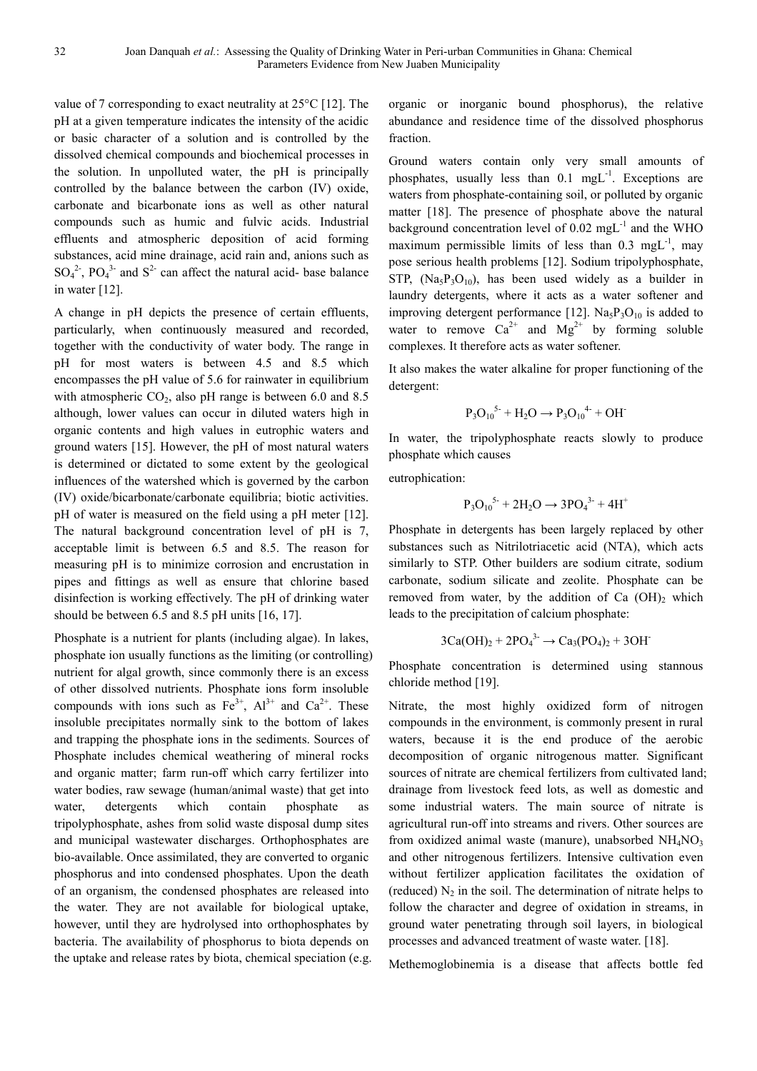value of 7 corresponding to exact neutrality at 25°C [12]. The pH at a given temperature indicates the intensity of the acidic or basic character of a solution and is controlled by the dissolved chemical compounds and biochemical processes in the solution. In unpolluted water, the pH is principally controlled by the balance between the carbon (IV) oxide, carbonate and bicarbonate ions as well as other natural compounds such as humic and fulvic acids. Industrial effluents and atmospheric deposition of acid forming substances, acid mine drainage, acid rain and, anions such as $SO_4^{2-}$, $PO_4^{3-}$ and $S^{2-}$ can affect the natural acid- base balance in water [12].

A change in pH depicts the presence of certain effluents, particularly, when continuously measured and recorded, together with the conductivity of water body. The range in pH for most waters is between 4.5 and 8.5 which encompasses the pH value of 5.6 for rainwater in equilibrium with atmospheric $CO_2$, also pH range is between 6.0 and 8.5 although, lower values can occur in diluted waters high in organic contents and high values in eutrophic waters and ground waters [15]. However, the pH of most natural waters is determined or dictated to some extent by the geological influences of the watershed which is governed by the carbon (IV) oxide/bicarbonate/carbonate equilibria; biotic activities. pH of water is measured on the field using a pH meter [12]. The natural background concentration level of pH is 7, acceptable limit is between 6.5 and 8.5. The reason for measuring pH is to minimize corrosion and encrustation in pipes and fittings as well as ensure that chlorine based disinfection is working effectively. The pH of drinking water should be between 6.5 and 8.5 pH units [16, 17].

Phosphate is a nutrient for plants (including algae). In lakes, phosphate ion usually functions as the limiting (or controlling) nutrient for algal growth, since commonly there is an excess of other dissolved nutrients. Phosphate ions form insoluble compounds with ions such as $Fe^{3+}$, $Al^{3+}$ and $Ca^{2+}$. These insoluble precipitates normally sink to the bottom of lakes and trapping the phosphate ions in the sediments. Sources of Phosphate includes chemical weathering of mineral rocks and organic matter; farm run-off which carry fertilizer into water bodies, raw sewage (human/animal waste) that get into water, detergents which contain phosphate as tripolyphosphate, ashes from solid waste disposal dump sites and municipal wastewater discharges. Orthophosphates are bio-available. Once assimilated, they are converted to organic phosphorus and into condensed phosphates. Upon the death of an organism, the condensed phosphates are released into the water. They are not available for biological uptake, however, until they are hydrolysed into orthophosphates by bacteria. The availability of phosphorus to biota depends on the uptake and release rates by biota, chemical speciation (e.g. organic or inorganic bound phosphorus), the relative abundance and residence time of the dissolved phosphorus fraction.

Ground waters contain only very small amounts of phosphates, usually less than 0.1 $mgL^{-1}$. Exceptions are waters from phosphate-containing soil, or polluted by organic matter [18]. The presence of phosphate above the natural background concentration level of 0.02 $mgL^{-1}$ and the WHO maximum permissible limits of less than 0.3 $mgL^{-1}$, may pose serious health problems [12]. Sodium tripolyphosphate, STP, ($Na_5P_3O_{10}$), has been used widely as a builder in laundry detergents, where it acts as a water softener and improving detergent performance [12]. $Na_5P_3O_{10}$ is added to water to remove $Ca^{2+}$ and $Mg^{2+}$ by forming soluble complexes. It therefore acts as water softener.

It also makes the water alkaline for proper functioning of the detergent:

$$P_3O_{10}^{5-} + H_2O \rightarrow P_3O_{10}^{4-} + OH^-$$

In water, the tripolyphosphate reacts slowly to produce phosphate which causes

eutrophication:

$$P_3O_{10}^{5-} + 2H_2O \rightarrow 3PO_4^{3-} + 4H^+$$

Phosphate in detergents has been largely replaced by other substances such as Nitrilotriacetic acid (NTA), which acts similarly to STP. Other builders are sodium citrate, sodium carbonate, sodium silicate and zeolite. Phosphate can be removed from water, by the addition of $Ca(OH)_2$ which leads to the precipitation of calcium phosphate:

$$3Ca(OH)_2 + 2PO_4^{3-} \rightarrow Ca_3(PO_4)_2 + 3OH^-$$

Phosphate concentration is determined using stannous chloride method [19].

Nitrate, the most highly oxidized form of nitrogen compounds in the environment, is commonly present in rural waters, because it is the end produce of the aerobic decomposition of organic nitrogenous matter. Significant sources of nitrate are chemical fertilizers from cultivated land; drainage from livestock feed lots, as well as domestic and some industrial waters. The main source of nitrate is agricultural run-off into streams and rivers. Other sources are from oxidized animal waste (manure), unabsorbed $NH_4NO_3$ and other nitrogenous fertilizers. Intensive cultivation even without fertilizer application facilitates the oxidation of (reduced) $N_2$ in the soil. The determination of nitrate helps to follow the character and degree of oxidation in streams, in ground water penetrating through soil layers, in biological processes and advanced treatment of waste water. [18].

Methemoglobinemia is a disease that affects bottle fed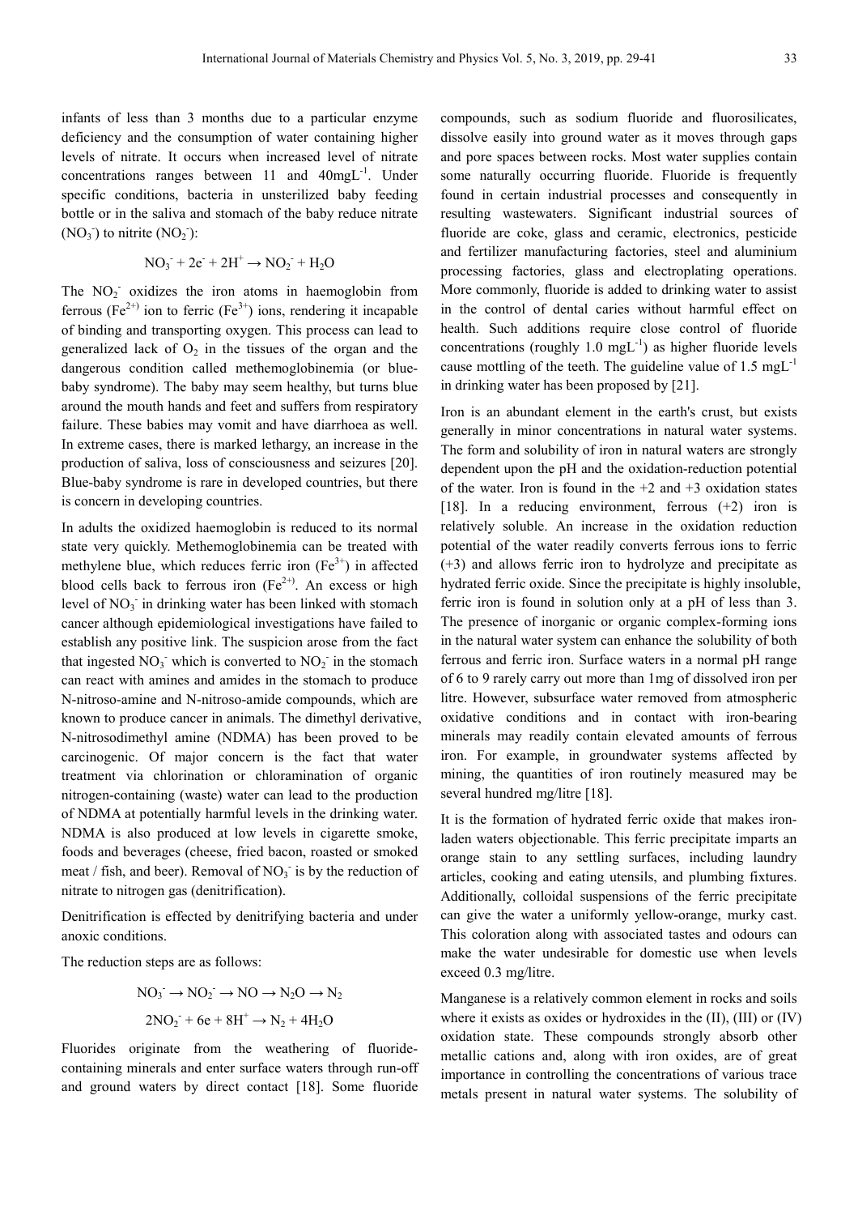infants of less than 3 months due to a particular enzyme deficiency and the consumption of water containing higher levels of nitrate. It occurs when increased level of nitrate concentrations ranges between 11 and 40mgL$^{-1}$. Under specific conditions, bacteria in unsterilized baby feeding bottle or in the saliva and stomach of the baby reduce nitrate ($NO_3^-$) to nitrite ($NO_2^-$):

$$NO_3^- + 2e^- + 2H^+ \rightarrow NO_2^- + H_2O$$

The $NO_2^-$ oxidizes the iron atoms in haemoglobin from ferrous ($Fe^{2+}$) ion to ferric ($Fe^{3+}$) ions, rendering it incapable of binding and transporting oxygen. This process can lead to generalized lack of $O_2$ in the tissues of the organ and the dangerous condition called methemoglobinemia (or blue-baby syndrome). The baby may seem healthy, but turns blue around the mouth hands and feet and suffers from respiratory failure. These babies may vomit and have diarrhoea as well. In extreme cases, there is marked lethargy, an increase in the production of saliva, loss of consciousness and seizures [20]. Blue-baby syndrome is rare in developed countries, but there is concern in developing countries.

In adults the oxidized haemoglobin is reduced to its normal state very quickly. Methemoglobinemia can be treated with methylene blue, which reduces ferric iron ($Fe^{3+}$) in affected blood cells back to ferrous iron ($Fe^{2+}$). An excess or high level of $NO_3^-$ in drinking water has been linked with stomach cancer although epidemiological investigations have failed to establish any positive link. The suspicion arose from the fact that ingested $NO_3^-$ which is converted to $NO_2^-$ in the stomach can react with amines and amides in the stomach to produce N-nitroso-amine and N-nitroso-amide compounds, which are known to produce cancer in animals. The dimethyl derivative, N-nitrosodimethyl amine (NDMA) has been proved to be carcinogenic. Of major concern is the fact that water treatment via chlorination or chloramination of organic nitrogen-containing (waste) water can lead to the production of NDMA at potentially harmful levels in the drinking water. NDMA is also produced at low levels in cigarette smoke, foods and beverages (cheese, fried bacon, roasted or smoked meat / fish, and beer). Removal of $NO_3^-$ is by the reduction of nitrate to nitrogen gas (denitrification).

Denitrification is effected by denitrifying bacteria and under anoxic conditions.

The reduction steps are as follows:

$$NO_3^- \rightarrow NO_2^- \rightarrow NO \rightarrow N_2O \rightarrow N_2$$

$$2NO_2^- + 6e + 8H^+ \rightarrow N_2 + 4H_2O$$

Fluorides originate from the weathering of fluoride-containing minerals and enter surface waters through run-off and ground waters by direct contact [18]. Some fluoride compounds, such as sodium fluoride and fluorosilicates, dissolve easily into ground water as it moves through gaps and pore spaces between rocks. Most water supplies contain some naturally occurring fluoride. Fluoride is frequently found in certain industrial processes and consequently in resulting wastewaters. Significant industrial sources of fluoride are coke, glass and ceramic, electronics, pesticide and fertilizer manufacturing factories, steel and aluminium processing factories, glass and electroplating operations. More commonly, fluoride is added to drinking water to assist in the control of dental caries without harmful effect on health. Such additions require close control of fluoride concentrations (roughly 1.0 mgL$^{-1}$) as higher fluoride levels cause mottling of the teeth. The guideline value of 1.5 mgL$^{-1}$ in drinking water has been proposed by [21].

Iron is an abundant element in the earth's crust, but exists generally in minor concentrations in natural water systems. The form and solubility of iron in natural waters are strongly dependent upon the pH and the oxidation-reduction potential of the water. Iron is found in the +2 and +3 oxidation states [18]. In a reducing environment, ferrous (+2) iron is relatively soluble. An increase in the oxidation reduction potential of the water readily converts ferrous ions to ferric (+3) and allows ferric iron to hydrolyze and precipitate as hydrated ferric oxide. Since the precipitate is highly insoluble, ferric iron is found in solution only at a pH of less than 3. The presence of inorganic or organic complex-forming ions in the natural water system can enhance the solubility of both ferrous and ferric iron. Surface waters in a normal pH range of 6 to 9 rarely carry out more than 1mg of dissolved iron per litre. However, subsurface water removed from atmospheric oxidative conditions and in contact with iron-bearing minerals may readily contain elevated amounts of ferrous iron. For example, in groundwater systems affected by mining, the quantities of iron routinely measured may be several hundred mg/litre [18].

It is the formation of hydrated ferric oxide that makes iron-laden waters objectionable. This ferric precipitate imparts an orange stain to any settling surfaces, including laundry articles, cooking and eating utensils, and plumbing fixtures. Additionally, colloidal suspensions of the ferric precipitate can give the water a uniformly yellow-orange, murky cast. This coloration along with associated tastes and odours can make the water undesirable for domestic use when levels exceed 0.3 mg/litre.

Manganese is a relatively common element in rocks and soils where it exists as oxides or hydroxides in the (II), (III) or (IV) oxidation state. These compounds strongly absorb other metallic cations and, along with iron oxides, are of great importance in controlling the concentrations of various trace metals present in natural water systems. The solubility of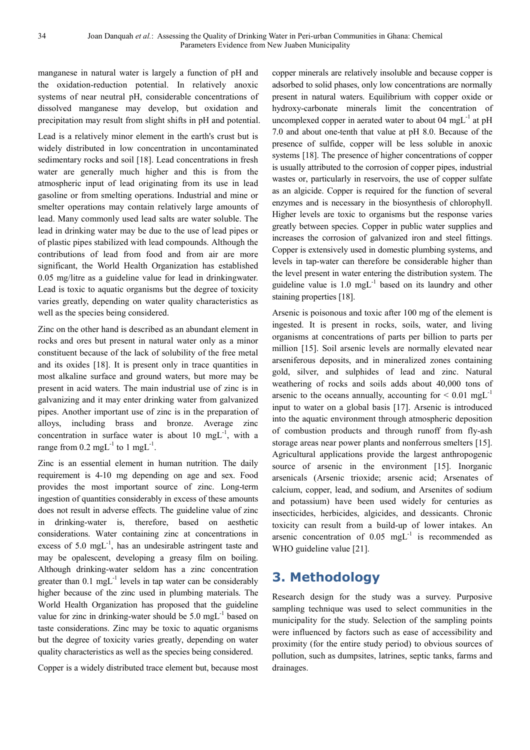manganese in natural water is largely a function of pH and the oxidation-reduction potential. In relatively anoxic systems of near neutral pH, considerable concentrations of dissolved manganese may develop, but oxidation and precipitation may result from slight shifts in pH and potential.

Lead is a relatively minor element in the earth's crust but is widely distributed in low concentration in uncontaminated sedimentary rocks and soil [18]. Lead concentrations in fresh water are generally much higher and this is from the atmospheric input of lead originating from its use in lead gasoline or from smelting operations. Industrial and mine or smelter operations may contain relatively large amounts of lead. Many commonly used lead salts are water soluble. The lead in drinking water may be due to the use of lead pipes or of plastic pipes stabilized with lead compounds. Although the contributions of lead from food and from air are more significant, the World Health Organization has established 0.05 mg/litre as a guideline value for lead in drinkingwater. Lead is toxic to aquatic organisms but the degree of toxicity varies greatly, depending on water quality characteristics as well as the species being considered.

Zinc on the other hand is described as an abundant element in rocks and ores but present in natural water only as a minor constituent because of the lack of solubility of the free metal and its oxides [18]. It is present only in trace quantities in most alkaline surface and ground waters, but more may be present in acid waters. The main industrial use of zinc is in galvanizing and it may enter drinking water from galvanized pipes. Another important use of zinc is in the preparation of alloys, including brass and bronze. Average zinc concentration in surface water is about 10 $mgL^{-1}$, with a range from 0.2 $mgL^{-1}$ to 1 $mgL^{-1}$.

Zinc is an essential element in human nutrition. The daily requirement is 4-10 mg depending on age and sex. Food provides the most important source of zinc. Long-term ingestion of quantities considerably in excess of these amounts does not result in adverse effects. The guideline value of zinc in drinking-water is, therefore, based on aesthetic considerations. Water containing zinc at concentrations in excess of 5.0 $mgL^{-1}$, has an undesirable astringent taste and may be opalescent, developing a greasy film on boiling. Although drinking-water seldom has a zinc concentration greater than 0.1 $mgL^{-1}$ levels in tap water can be considerably higher because of the zinc used in plumbing materials. The World Health Organization has proposed that the guideline value for zinc in drinking-water should be 5.0 $mgL^{-1}$ based on taste considerations. Zinc may be toxic to aquatic organisms but the degree of toxicity varies greatly, depending on water quality characteristics as well as the species being considered.

Copper is a widely distributed trace element but, because most copper minerals are relatively insoluble and because copper is adsorbed to solid phases, only low concentrations are normally present in natural waters. Equilibrium with copper oxide or hydroxy-carbonate minerals limit the concentration of uncomplexed copper in aerated water to about 04 $mgL^{-1}$ at pH 7.0 and about one-tenth that value at pH 8.0. Because of the presence of sulfide, copper will be less soluble in anoxic systems [18]. The presence of higher concentrations of copper is usually attributed to the corrosion of copper pipes, industrial wastes or, particularly in reservoirs, the use of copper sulfate as an algicide. Copper is required for the function of several enzymes and is necessary in the biosynthesis of chlorophyll. Higher levels are toxic to organisms but the response varies greatly between species. Copper in public water supplies and increases the corrosion of galvanized iron and steel fittings. Copper is extensively used in domestic plumbing systems, and levels in tap-water can therefore be considerable higher than the level present in water entering the distribution system. The guideline value is 1.0 $mgL^{-1}$ based on its laundry and other staining properties [18].

Arsenic is poisonous and toxic after 100 mg of the element is ingested. It is present in rocks, soils, water, and living organisms at concentrations of parts per billion to parts per million [15]. Soil arsenic levels are normally elevated near arseniferous deposits, and in mineralized zones containing gold, silver, and sulphides of lead and zinc. Natural weathering of rocks and soils adds about 40,000 tons of arsenic to the oceans annually, accounting for < 0.01 $mgL^{-1}$ input to water on a global basis [17]. Arsenic is introduced into the aquatic environment through atmospheric deposition of combustion products and through runoff from fly-ash storage areas near power plants and nonferrous smelters [15]. Agricultural applications provide the largest anthropogenic source of arsenic in the environment [15]. Inorganic arsenicals (Arsenic trioxide; arsenic acid; Arsenates of calcium, copper, lead, and sodium, and Arsenites of sodium and potassium) have been used widely for centuries as insecticides, herbicides, algicides, and dessicants. Chronic toxicity can result from a build-up of lower intakes. An arsenic concentration of 0.05 $mgL^{-1}$ is recommended as WHO guideline value [21].

## 3. Methodology

Research design for the study was a survey. Purposive sampling technique was used to select communities in the municipality for the study. Selection of the sampling points were influenced by factors such as ease of accessibility and proximity (for the entire study period) to obvious sources of pollution, such as dumpsites, latrines, septic tanks, farms and drainages.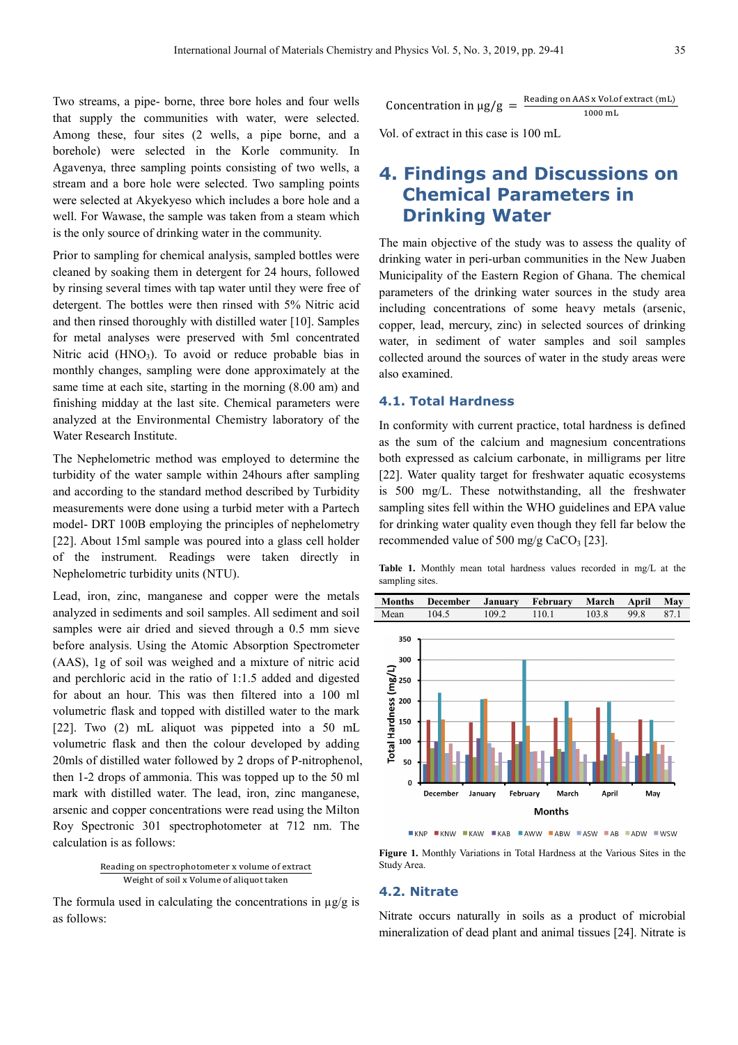Two streams, a pipe- borne, three bore holes and four wells that supply the communities with water, were selected. Among these, four sites (2 wells, a pipe borne, and a borehole) were selected in the Korle community. In Agavenya, three sampling points consisting of two wells, a stream and a bore hole were selected. Two sampling points were selected at Akyekyeso which includes a bore hole and a well. For Wawase, the sample was taken from a steam which is the only source of drinking water in the community.

Prior to sampling for chemical analysis, sampled bottles were cleaned by soaking them in detergent for 24 hours, followed by rinsing several times with tap water until they were free of detergent. The bottles were then rinsed with 5% Nitric acid and then rinsed thoroughly with distilled water [10]. Samples for metal analyses were preserved with 5ml concentrated Nitric acid ($HNO_3$). To avoid or reduce probable bias in monthly changes, sampling were done approximately at the same time at each site, starting in the morning (8.00 am) and finishing midday at the last site. Chemical parameters were analyzed at the Environmental Chemistry laboratory of the Water Research Institute.

The Nephelometric method was employed to determine the turbidity of the water sample within 24hours after sampling and according to the standard method described by Turbidity measurements were done using a turbid meter with a Partech model- DRT 100B employing the principles of nephelometry [22]. About 15ml sample was poured into a glass cell holder of the instrument. Readings were taken directly in Nephelometric turbidity units (NTU).

Lead, iron, zinc, manganese and copper were the metals analyzed in sediments and soil samples. All sediment and soil samples were air dried and sieved through a 0.5 mm sieve before analysis. Using the Atomic Absorption Spectrometer (AAS), 1g of soil was weighed and a mixture of nitric acid and perchloric acid in the ratio of 1:1.5 added and digested for about an hour. This was then filtered into a 100 ml volumetric flask and topped with distilled water to the mark [22]. Two (2) mL aliquot was pippeted into a 50 mL volumetric flask and then the colour developed by adding 20mls of distilled water followed by 2 drops of P-nitrophenol, then 1-2 drops of ammonia. This was topped up to the 50 ml mark with distilled water. The lead, iron, zinc manganese, arsenic and copper concentrations were read using the Milton Roy Spectronic 301 spectrophotometer at 712 nm. The calculation is as follows:

$$\frac{\text{Reading on spectrophotometer x volume of extract}}{\text{Weight of soil x Volume of aliquot taken}}$$

The formula used in calculating the concentrations in μg/g is as follows:

$$\text{Concentration in } \mu g/g = \frac{\text{Reading on AAS x Vol.of extract (mL)}}{1000 \text{ mL}}$$

Vol. of extract in this case is 100 mL

# 4. Findings and Discussions on Chemical Parameters in Drinking Water

The main objective of the study was to assess the quality of drinking water in peri-urban communities in the New Juaben Municipality of the Eastern Region of Ghana. The chemical parameters of the drinking water sources in the study area including concentrations of some heavy metals (arsenic, copper, lead, mercury, zinc) in selected sources of drinking water, in sediment of water samples and soil samples collected around the sources of water in the study areas were also examined.

## 4.1. Total Hardness

In conformity with current practice, total hardness is defined as the sum of the calcium and magnesium concentrations both expressed as calcium carbonate, in milligrams per litre [22]. Water quality target for freshwater aquatic ecosystems is 500 mg/L. These notwithstanding, all the freshwater sampling sites fell within the WHO guidelines and EPA value for drinking water quality even though they fell far below the recommended value of 500 mg/g $CaCO_3$ [23].

**Table 1.** Monthly mean total hardness values recorded in mg/L at the sampling sites.

| Months | December | January | February | March | April | May |
|---|---|---|---|---|---|---|
| Mean | 104.5 | 109.2 | 110.1 | 103.8 | 99.8 | 87.1 |

**Figure 1.** Monthly Variations in Total Hardness at the Various Sites in the Study Area.

## 4.2. Nitrate

Nitrate occurs naturally in soils as a product of microbial mineralization of dead plant and animal tissues [24]. Nitrate is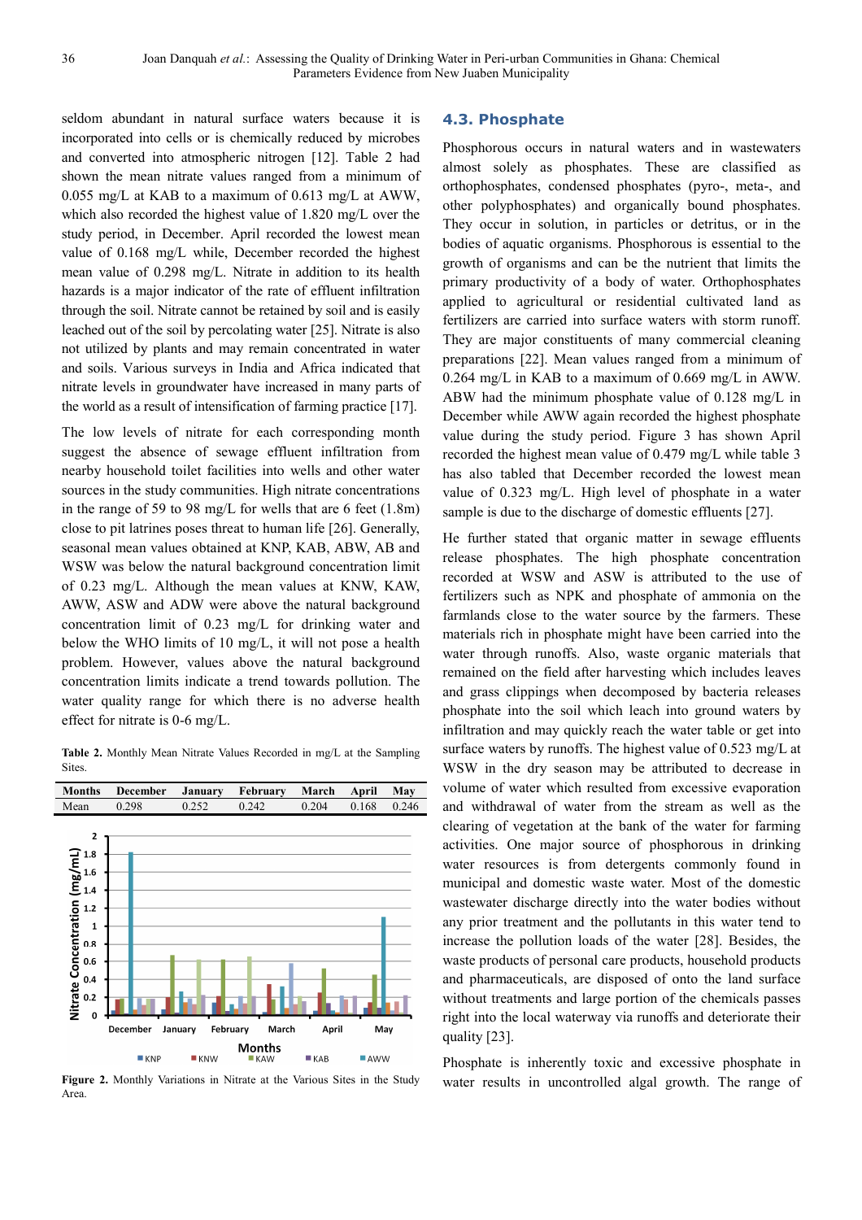seldom abundant in natural surface waters because it is incorporated into cells or is chemically reduced by microbes and converted into atmospheric nitrogen [12]. Table 2 had shown the mean nitrate values ranged from a minimum of 0.055 mg/L at KAB to a maximum of 0.613 mg/L at AWW, which also recorded the highest value of 1.820 mg/L over the study period, in December. April recorded the lowest mean value of 0.168 mg/L while, December recorded the highest mean value of 0.298 mg/L. Nitrate in addition to its health hazards is a major indicator of the rate of effluent infiltration through the soil. Nitrate cannot be retained by soil and is easily leached out of the soil by percolating water [25]. Nitrate is also not utilized by plants and may remain concentrated in water and soils. Various surveys in India and Africa indicated that nitrate levels in groundwater have increased in many parts of the world as a result of intensification of farming practice [17].

The low levels of nitrate for each corresponding month suggest the absence of sewage effluent infiltration from nearby household toilet facilities into wells and other water sources in the study communities. High nitrate concentrations in the range of 59 to 98 mg/L for wells that are 6 feet (1.8m) close to pit latrines poses threat to human life [26]. Generally, seasonal mean values obtained at KNP, KAB, ABW, AB and WSW was below the natural background concentration limit of 0.23 mg/L. Although the mean values at KNW, KAW, AWW, ASW and ADW were above the natural background concentration limit of 0.23 mg/L for drinking water and below the WHO limits of 10 mg/L, it will not pose a health problem. However, values above the natural background concentration limits indicate a trend towards pollution. The water quality range for which there is no adverse health effect for nitrate is 0-6 mg/L.

**Table 2.** Monthly Mean Nitrate Values Recorded in mg/L at the Sampling Sites.

| Months | December | January | February | March | April | May |
|---|---|---|---|---|---|---|
| Mean | 0.298 | 0.252 | 0.242 | 0.204 | 0.168 | 0.246 |

**Figure 2.** Monthly Variations in Nitrate at the Various Sites in the Study Area.

## 4.3. Phosphate

Phosphorous occurs in natural waters and in wastewaters almost solely as phosphates. These are classified as orthophosphates, condensed phosphates (pyro-, meta-, and other polyphosphates) and organically bound phosphates. They occur in solution, in particles or detritus, or in the bodies of aquatic organisms. Phosphorous is essential to the growth of organisms and can be the nutrient that limits the primary productivity of a body of water. Orthophosphates applied to agricultural or residential cultivated land as fertilizers are carried into surface waters with storm runoff. They are major constituents of many commercial cleaning preparations [22]. Mean values ranged from a minimum of 0.264 mg/L in KAB to a maximum of 0.669 mg/L in AWW. ABW had the minimum phosphate value of 0.128 mg/L in December while AWW again recorded the highest phosphate value during the study period. Figure 3 has shown April recorded the highest mean value of 0.479 mg/L while table 3 has also tabled that December recorded the lowest mean value of 0.323 mg/L. High level of phosphate in a water sample is due to the discharge of domestic effluents [27].

He further stated that organic matter in sewage effluents release phosphates. The high phosphate concentration recorded at WSW and ASW is attributed to the use of fertilizers such as NPK and phosphate of ammonia on the farmlands close to the water source by the farmers. These materials rich in phosphate might have been carried into the water through runoffs. Also, waste organic materials that remained on the field after harvesting which includes leaves and grass clippings when decomposed by bacteria releases phosphate into the soil which leach into ground waters by infiltration and may quickly reach the water table or get into surface waters by runoffs. The highest value of 0.523 mg/L at WSW in the dry season may be attributed to decrease in volume of water which resulted from excessive evaporation and withdrawal of water from the stream as well as the clearing of vegetation at the bank of the water for farming activities. One major source of phosphorous in drinking water resources is from detergents commonly found in municipal and domestic waste water. Most of the domestic wastewater discharge directly into the water bodies without any prior treatment and the pollutants in this water tend to increase the pollution loads of the water [28]. Besides, the waste products of personal care products, household products and pharmaceuticals, are disposed of onto the land surface without treatments and large portion of the chemicals passes right into the local waterway via runoffs and deteriorate their quality [23].

Phosphate is inherently toxic and excessive phosphate in water results in uncontrolled algal growth. The range of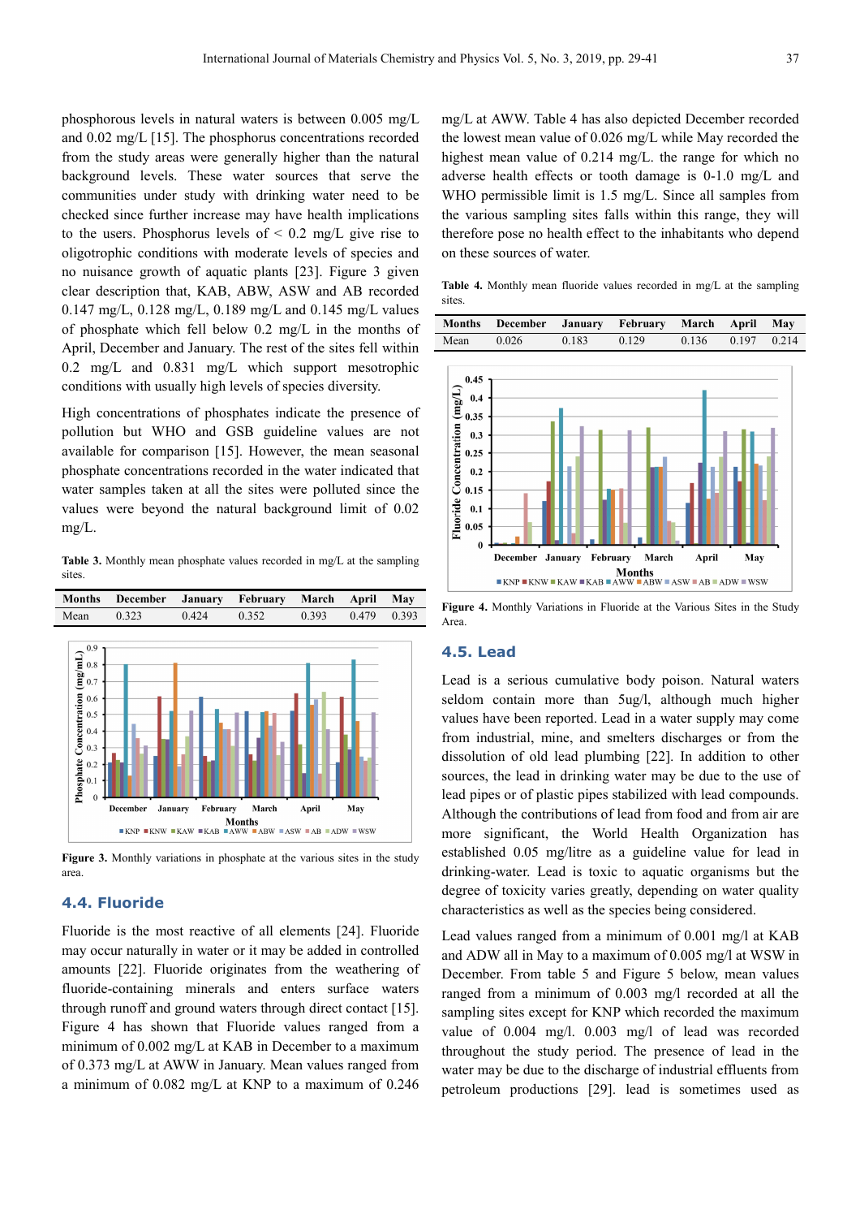phosphorous levels in natural waters is between 0.005 mg/L and 0.02 mg/L [15]. The phosphorus concentrations recorded from the study areas were generally higher than the natural background levels. These water sources that serve the communities under study with drinking water need to be checked since further increase may have health implications to the users. Phosphorus levels of < 0.2 mg/L give rise to oligotrophic conditions with moderate levels of species and no nuisance growth of aquatic plants [23]. Figure 3 given clear description that, KAB, ABW, ASW and AB recorded 0.147 mg/L, 0.128 mg/L, 0.189 mg/L and 0.145 mg/L values of phosphate which fell below 0.2 mg/L in the months of April, December and January. The rest of the sites fell within 0.2 mg/L and 0.831 mg/L which support mesotrophic conditions with usually high levels of species diversity.

High concentrations of phosphates indicate the presence of pollution but WHO and GSB guideline values are not available for comparison [15]. However, the mean seasonal phosphate concentrations recorded in the water indicated that water samples taken at all the sites were polluted since the values were beyond the natural background limit of 0.02 mg/L.

**Table 3.** Monthly mean phosphate values recorded in mg/L at the sampling sites.

| Months | December | January | February | March | April | May |
|---|---|---|---|---|---|---|
| Mean | 0.323 | 0.424 | 0.352 | 0.393 | 0.479 | 0.393 |

**Figure 3.** Monthly variations in phosphate at the various sites in the study area.

### 4.4. Fluoride

Fluoride is the most reactive of all elements [24]. Fluoride may occur naturally in water or it may be added in controlled amounts [22]. Fluoride originates from the weathering of fluoride-containing minerals and enters surface waters through runoff and ground waters through direct contact [15]. Figure 4 has shown that Fluoride values ranged from a minimum of 0.002 mg/L at KAB in December to a maximum of 0.373 mg/L at AWW in January. Mean values ranged from a minimum of 0.082 mg/L at KNP to a maximum of 0.246 mg/L at AWW. Table 4 has also depicted December recorded the lowest mean value of 0.026 mg/L while May recorded the highest mean value of 0.214 mg/L. the range for which no adverse health effects or tooth damage is 0-1.0 mg/L and WHO permissible limit is 1.5 mg/L. Since all samples from the various sampling sites falls within this range, they will therefore pose no health effect to the inhabitants who depend on these sources of water.

**Table 4.** Monthly mean fluoride values recorded in mg/L at the sampling sites.

| Months | December | January | February | March | April | May |
|---|---|---|---|---|---|---|
| Mean | 0.026 | 0.183 | 0.129 | 0.136 | 0.197 | 0.214 |

**Figure 4.** Monthly Variations in Fluoride at the Various Sites in the Study Area.

### 4.5. Lead

Lead is a serious cumulative body poison. Natural waters seldom contain more than 5ug/l, although much higher values have been reported. Lead in a water supply may come from industrial, mine, and smelters discharges or from the dissolution of old lead plumbing [22]. In addition to other sources, the lead in drinking water may be due to the use of lead pipes or of plastic pipes stabilized with lead compounds. Although the contributions of lead from food and from air are more significant, the World Health Organization has established 0.05 mg/litre as a guideline value for lead in drinking-water. Lead is toxic to aquatic organisms but the degree of toxicity varies greatly, depending on water quality characteristics as well as the species being considered.

Lead values ranged from a minimum of 0.001 mg/l at KAB and ADW all in May to a maximum of 0.005 mg/l at WSW in December. From table 5 and Figure 5 below, mean values ranged from a minimum of 0.003 mg/l recorded at all the sampling sites except for KNP which recorded the maximum value of 0.004 mg/l. 0.003 mg/l of lead was recorded throughout the study period. The presence of lead in the water may be due to the discharge of industrial effluents from petroleum productions [29]. lead is sometimes used as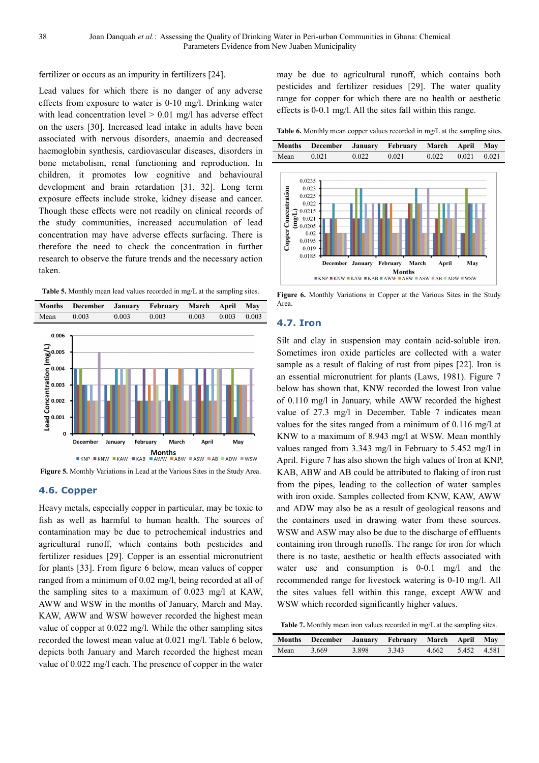fertilizer or occurs as an impurity in fertilizers [24].

Lead values for which there is no danger of any adverse effects from exposure to water is 0-10 mg/l. Drinking water with lead concentration level > 0.01 mg/l has adverse effect on the users [30]. Increased lead intake in adults have been associated with nervous disorders, anaemia and decreased haemoglobin synthesis, cardiovascular diseases, disorders in bone metabolism, renal functioning and reproduction. In children, it promotes low cognitive and behavioural development and brain retardation [31, 32]. Long term exposure effects include stroke, kidney disease and cancer. Though these effects were not readily on clinical records of the study communities, increased accumulation of lead concentration may have adverse effects surfacing. There is therefore the need to check the concentration in further research to observe the future trends and the necessary action taken.

**Table 5.** Monthly mean lead values recorded in mg/L at the sampling sites.

| Months | December | January | February | March | April | May |
|---|---|---|---|---|---|---|
| Mean | 0.003 | 0.003 | 0.003 | 0.003 | 0.003 | 0.003 |

**Figure 5.** Monthly Variations in Lead at the Various Sites in the Study Area.

## 4.6. Copper

Heavy metals, especially copper in particular, may be toxic to fish as well as harmful to human health. The sources of contamination may be due to petrochemical industries and agricultural runoff, which contains both pesticides and fertilizer residues [29]. Copper is an essential micronutrient for plants [33]. From figure 6 below, mean values of copper ranged from a minimum of 0.02 mg/l, being recorded at all of the sampling sites to a maximum of 0.023 mg/l at KAW, AWW and WSW in the months of January, March and May. KAW, AWW and WSW however recorded the highest mean value of copper at 0.022 mg/l. While the other sampling sites recorded the lowest mean value at 0.021 mg/l. Table 6 below, depicts both January and March recorded the highest mean value of 0.022 mg/l each. The presence of copper in the water may be due to agricultural runoff, which contains both pesticides and fertilizer residues [29]. The water quality range for copper for which there are no health or aesthetic effects is 0-0.1 mg/l. All the sites fall within this range.

**Table 6.** Monthly mean copper values recorded in mg/L at the sampling sites.

| Months | December | January | February | March | April | May |
|---|---|---|---|---|---|---|
| Mean | 0.021 | 0.022 | 0.021 | 0.022 | 0.021 | 0.021 |

**Figure 6.** Monthly Variations in Copper at the Various Sites in the Study Area.

## 4.7. Iron

Silt and clay in suspension may contain acid-soluble iron. Sometimes iron oxide particles are collected with a water sample as a result of flaking of rust from pipes [22]. Iron is an essential micronutrient for plants (Laws, 1981). Figure 7 below has shown that, KNW recorded the lowest Iron value of 0.110 mg/l in January, while AWW recorded the highest value of 27.3 mg/l in December. Table 7 indicates mean values for the sites ranged from a minimum of 0.116 mg/l at KNW to a maximum of 8.943 mg/l at WSW. Mean monthly values ranged from 3.343 mg/l in February to 5.452 mg/l in April. Figure 7 has also shown the high values of Iron at KNP, KAB, ABW and AB could be attributed to flaking of iron rust from the pipes, leading to the collection of water samples with iron oxide. Samples collected from KNW, KAW, AWW and ADW may also be as a result of geological reasons and the containers used in drawing water from these sources. WSW and ASW may also be due to the discharge of effluents containing iron through runoffs. The range for iron for which there is no taste, aesthetic or health effects associated with water use and consumption is 0-0.1 mg/l and the recommended range for livestock watering is 0-10 mg/l. All the sites values fell within this range, except AWW and WSW which recorded significantly higher values.

**Table 7.** Monthly mean iron values recorded in mg/L at the sampling sites.

| Months | December | January | February | March | April | May |
|---|---|---|---|---|---|---|
| Mean | 3.669 | 3.898 | 3.343 | 4.662 | 5.452 | 4.581 |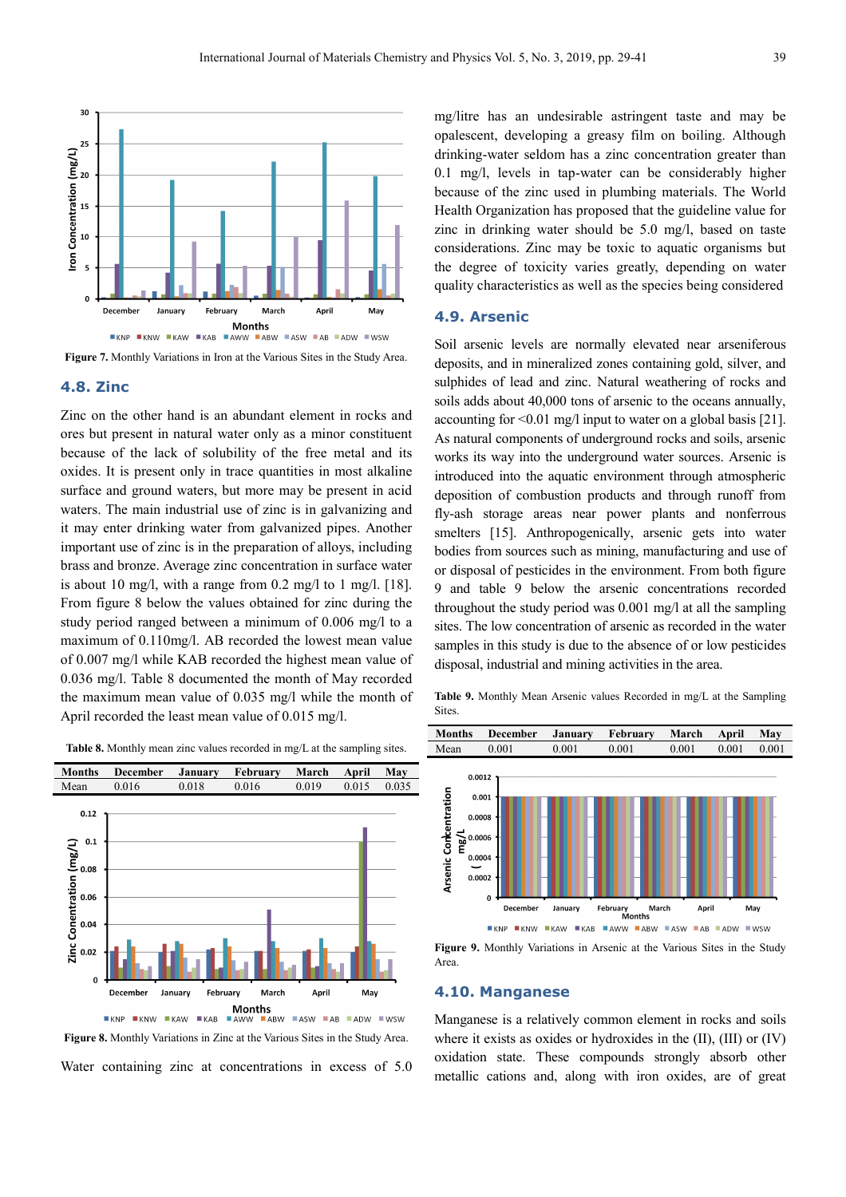Figure 7. Monthly Variations in Iron at the Various Sites in the Study Area.

## 4.8. Zinc

Zinc on the other hand is an abundant element in rocks and ores but present in natural water only as a minor constituent because of the lack of solubility of the free metal and its oxides. It is present only in trace quantities in most alkaline surface and ground waters, but more may be present in acid waters. The main industrial use of zinc is in galvanizing and it may enter drinking water from galvanized pipes. Another important use of zinc is in the preparation of alloys, including brass and bronze. Average zinc concentration in surface water is about 10 mg/l, with a range from 0.2 mg/l to 1 mg/l. [18]. From figure 8 below the values obtained for zinc during the study period ranged between a minimum of 0.006 mg/l to a maximum of 0.110mg/l. AB recorded the lowest mean value of 0.007 mg/l while KAB recorded the highest mean value of 0.036 mg/l. Table 8 documented the month of May recorded the maximum mean value of 0.035 mg/l while the month of April recorded the least mean value of 0.015 mg/l.

Table 8. Monthly mean zinc values recorded in mg/L at the sampling sites.

| Months | December | January | February | March | April | May |
|---|---|---|---|---|---|---|
| Mean | 0.016 | 0.018 | 0.016 | 0.019 | 0.015 | 0.035 |

Figure 8. Monthly Variations in Zinc at the Various Sites in the Study Area.

Water containing zinc at concentrations in excess of 5.0 mg/litre has an undesirable astringent taste and may be opalescent, developing a greasy film on boiling. Although drinking-water seldom has a zinc concentration greater than 0.1 mg/l, levels in tap-water can be considerably higher because of the zinc used in plumbing materials. The World Health Organization has proposed that the guideline value for zinc in drinking water should be 5.0 mg/l, based on taste considerations. Zinc may be toxic to aquatic organisms but the degree of toxicity varies greatly, depending on water quality characteristics as well as the species being considered

## 4.9. Arsenic

Soil arsenic levels are normally elevated near arseniferous deposits, and in mineralized zones containing gold, silver, and sulphides of lead and zinc. Natural weathering of rocks and soils adds about 40,000 tons of arsenic to the oceans annually, accounting for <0.01 mg/l input to water on a global basis [21]. As natural components of underground rocks and soils, arsenic works its way into the underground water sources. Arsenic is introduced into the aquatic environment through atmospheric deposition of combustion products and through runoff from fly-ash storage areas near power plants and nonferrous smelters [15]. Anthropogenically, arsenic gets into water bodies from sources such as mining, manufacturing and use of or disposal of pesticides in the environment. From both figure 9 and table 9 below the arsenic concentrations recorded throughout the study period was 0.001 mg/l at all the sampling sites. The low concentration of arsenic as recorded in the water samples in this study is due to the absence of or low pesticides disposal, industrial and mining activities in the area.

Table 9. Monthly Mean Arsenic values Recorded in mg/L at the Sampling Sites.

| Months | December | January | February | March | April | May |
|---|---|---|---|---|---|---|
| Mean | 0.001 | 0.001 | 0.001 | 0.001 | 0.001 | 0.001 |

Figure 9. Monthly Variations in Arsenic at the Various Sites in the Study Area.

## 4.10. Manganese

Manganese is a relatively common element in rocks and soils where it exists as oxides or hydroxides in the (II), (III) or (IV) oxidation state. These compounds strongly absorb other metallic cations and, along with iron oxides, are of great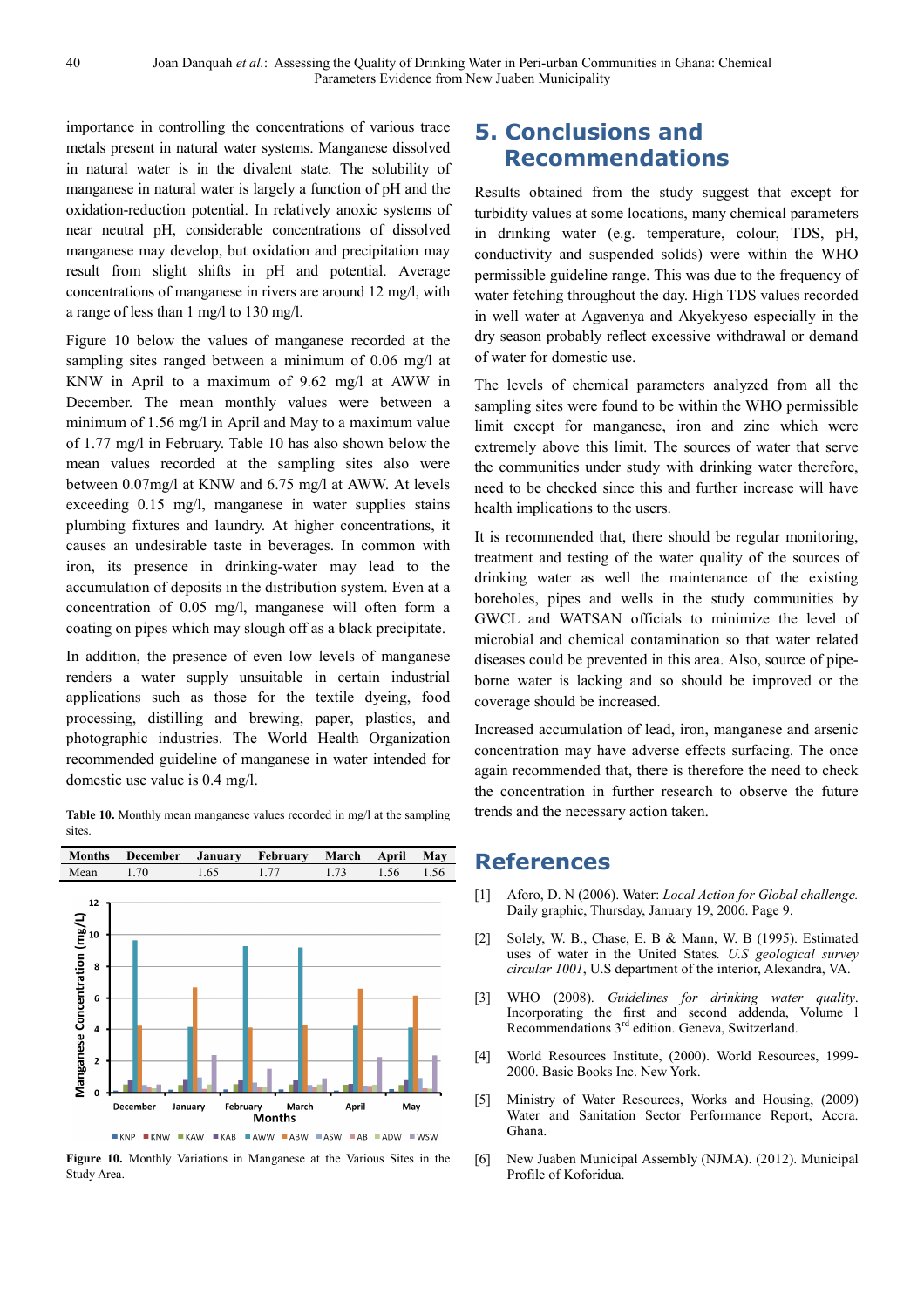importance in controlling the concentrations of various trace metals present in natural water systems. Manganese dissolved in natural water is in the divalent state. The solubility of manganese in natural water is largely a function of pH and the oxidation-reduction potential. In relatively anoxic systems of near neutral pH, considerable concentrations of dissolved manganese may develop, but oxidation and precipitation may result from slight shifts in pH and potential. Average concentrations of manganese in rivers are around 12 mg/l, with a range of less than 1 mg/l to 130 mg/l.

Figure 10 below the values of manganese recorded at the sampling sites ranged between a minimum of 0.06 mg/l at KNW in April to a maximum of 9.62 mg/l at AWW in December. The mean monthly values were between a minimum of 1.56 mg/l in April and May to a maximum value of 1.77 mg/l in February. Table 10 has also shown below the mean values recorded at the sampling sites also were between 0.07mg/l at KNW and 6.75 mg/l at AWW. At levels exceeding 0.15 mg/l, manganese in water supplies stains plumbing fixtures and laundry. At higher concentrations, it causes an undesirable taste in beverages. In common with iron, its presence in drinking-water may lead to the accumulation of deposits in the distribution system. Even at a concentration of 0.05 mg/l, manganese will often form a coating on pipes which may slough off as a black precipitate.

In addition, the presence of even low levels of manganese renders a water supply unsuitable in certain industrial applications such as those for the textile dyeing, food processing, distilling and brewing, paper, plastics, and photographic industries. The World Health Organization recommended guideline of manganese in water intended for domestic use value is 0.4 mg/l.

**Table 10.** Monthly mean manganese values recorded in mg/l at the sampling sites.

| Months | December | January | February | March | April | May |
|---|---|---|---|---|---|---|
| Mean | 1.70 | 1.65 | 1.77 | 1.73 | 1.56 | 1.56 |

**Figure 10.** Monthly Variations in Manganese at the Various Sites in the Study Area.

# 5. Conclusions and Recommendations

Results obtained from the study suggest that except for turbidity values at some locations, many chemical parameters in drinking water (e.g. temperature, colour, TDS, pH, conductivity and suspended solids) were within the WHO permissible guideline range. This was due to the frequency of water fetching throughout the day. High TDS values recorded in well water at Agavenya and Akyekyeso especially in the dry season probably reflect excessive withdrawal or demand of water for domestic use.

The levels of chemical parameters analyzed from all the sampling sites were found to be within the WHO permissible limit except for manganese, iron and zinc which were extremely above this limit. The sources of water that serve the communities under study with drinking water therefore, need to be checked since this and further increase will have health implications to the users.

It is recommended that, there should be regular monitoring, treatment and testing of the water quality of the sources of drinking water as well the maintenance of the existing boreholes, pipes and wells in the study communities by GWCL and WATSAN officials to minimize the level of microbial and chemical contamination so that water related diseases could be prevented in this area. Also, source of pipe-borne water is lacking and so should be improved or the coverage should be increased.

Increased accumulation of lead, iron, manganese and arsenic concentration may have adverse effects surfacing. The once again recommended that, there is therefore the need to check the concentration in further research to observe the future trends and the necessary action taken.

# References

[1] Aforo, D. N (2006). Water: *Local Action for Global challenge.* Daily graphic, Thursday, January 19, 2006. Page 9.

[2] Solely, W. B., Chase, E. B & Mann, W. B (1995). Estimated uses of water in the United States*. U.S geological survey circular 1001*, U.S department of the interior, Alexandra, VA.

[3] WHO (2008). *Guidelines for drinking water quality*. Incorporating the first and second addenda, Volume 1 Recommendations 3rd edition. Geneva, Switzerland.

[4] World Resources Institute, (2000). World Resources, 1999-2000. Basic Books Inc. New York.

[5] Ministry of Water Resources, Works and Housing, (2009) Water and Sanitation Sector Performance Report, Accra. Ghana.

[6] New Juaben Municipal Assembly (NJMA). (2012). Municipal Profile of Koforidua.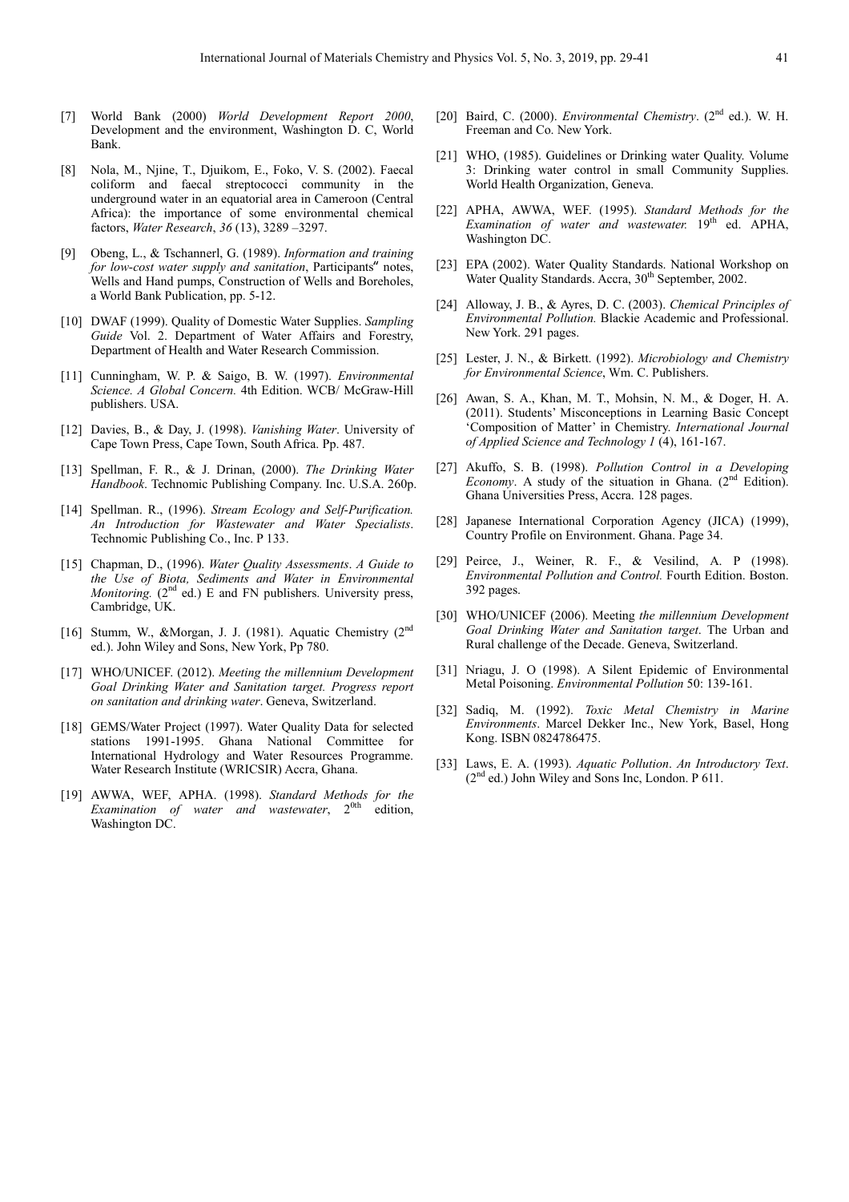[7] World Bank (2000) *World Development Report 2000*, Development and the environment, Washington D. C, World Bank.

[8] Nola, M., Njine, T., Djuikom, E., Foko, V. S. (2002). Faecal coliform and faecal streptococci community in the underground water in an equatorial area in Cameroon (Central Africa): the importance of some environmental chemical factors, *Water Research*, *36* (13), 3289 –3297.

[9] Obeng, L., & Tschannerl, G. (1989). *Information and training for low-cost water supply and sanitation*, Participants" notes, Wells and Hand pumps, Construction of Wells and Boreholes, a World Bank Publication, pp. 5-12.

[10] DWAF (1999). Quality of Domestic Water Supplies. *Sampling Guide* Vol. 2. Department of Water Affairs and Forestry, Department of Health and Water Research Commission.

[11] Cunningham, W. P. & Saigo, B. W. (1997). *Environmental Science. A Global Concern.* 4th Edition. WCB/ McGraw-Hill publishers. USA.

[12] Davies, B., & Day, J. (1998). *Vanishing Water*. University of Cape Town Press, Cape Town, South Africa. Pp. 487.

[13] Spellman, F. R., & J. Drinan, (2000). *The Drinking Water Handbook*. Technomic Publishing Company. Inc. U.S.A. 260p.

[14] Spellman. R., (1996). *Stream Ecology and Self-Purification. An Introduction for Wastewater and Water Specialists*. Technomic Publishing Co., Inc. P 133.

[15] Chapman, D., (1996). *Water Quality Assessments*. *A Guide to the Use of Biota, Sediments and Water in Environmental Monitoring.* (2nd ed.) E and FN publishers. University press, Cambridge, UK.

[16] Stumm, W., &Morgan, J. J. (1981). Aquatic Chemistry (2nd ed.). John Wiley and Sons, New York, Pp 780.

[17] WHO/UNICEF. (2012). *Meeting the millennium Development Goal Drinking Water and Sanitation target. Progress report on sanitation and drinking water*. Geneva, Switzerland.

[18] GEMS/Water Project (1997). Water Quality Data for selected stations 1991-1995. Ghana National Committee for International Hydrology and Water Resources Programme. Water Research Institute (WRICSIR) Accra, Ghana.

[19] AWWA, WEF, APHA. (1998). *Standard Methods for the Examination of water and wastewater*, 20th edition, Washington DC.

[20] Baird, C. (2000). *Environmental Chemistry*. (2nd ed.). W. H. Freeman and Co. New York.

[21] WHO, (1985). Guidelines or Drinking water Quality. Volume 3: Drinking water control in small Community Supplies. World Health Organization, Geneva.

[22] APHA, AWWA, WEF. (1995). *Standard Methods for the Examination of water and wastewater.* 19th ed. APHA, Washington DC.

[23] EPA (2002). Water Quality Standards. National Workshop on Water Quality Standards. Accra, 30th September, 2002.

[24] Alloway, J. B., & Ayres, D. C. (2003). *Chemical Principles of Environmental Pollution.* Blackie Academic and Professional. New York. 291 pages.

[25] Lester, J. N., & Birkett. (1992). *Microbiology and Chemistry for Environmental Science*, Wm. C. Publishers.

[26] Awan, S. A., Khan, M. T., Mohsin, N. M., & Doger, H. A. (2011). Students' Misconceptions in Learning Basic Concept 'Composition of Matter' in Chemistry. *International Journal of Applied Science and Technology 1* (4), 161-167.

[27] Akuffo, S. B. (1998). *Pollution Control in a Developing Economy*. A study of the situation in Ghana. (2nd Edition). Ghana Universities Press, Accra. 128 pages.

[28] Japanese International Corporation Agency (JICA) (1999), Country Profile on Environment. Ghana. Page 34.

[29] Peirce, J., Weiner, R. F., & Vesilind, A. P (1998). *Environmental Pollution and Control.* Fourth Edition. Boston. 392 pages.

[30] WHO/UNICEF (2006). Meeting *the millennium Development Goal Drinking Water and Sanitation target*. The Urban and Rural challenge of the Decade. Geneva, Switzerland.

[31] Nriagu, J. O (1998). A Silent Epidemic of Environmental Metal Poisoning. *Environmental Pollution* 50: 139-161.

[32] Sadiq, M. (1992). *Toxic Metal Chemistry in Marine Environments*. Marcel Dekker Inc., New York, Basel, Hong Kong. ISBN 0824786475.

[33] Laws, E. A. (1993). *Aquatic Pollution*. *An Introductory Text*. (2nd ed.) John Wiley and Sons Inc, London. P 611.